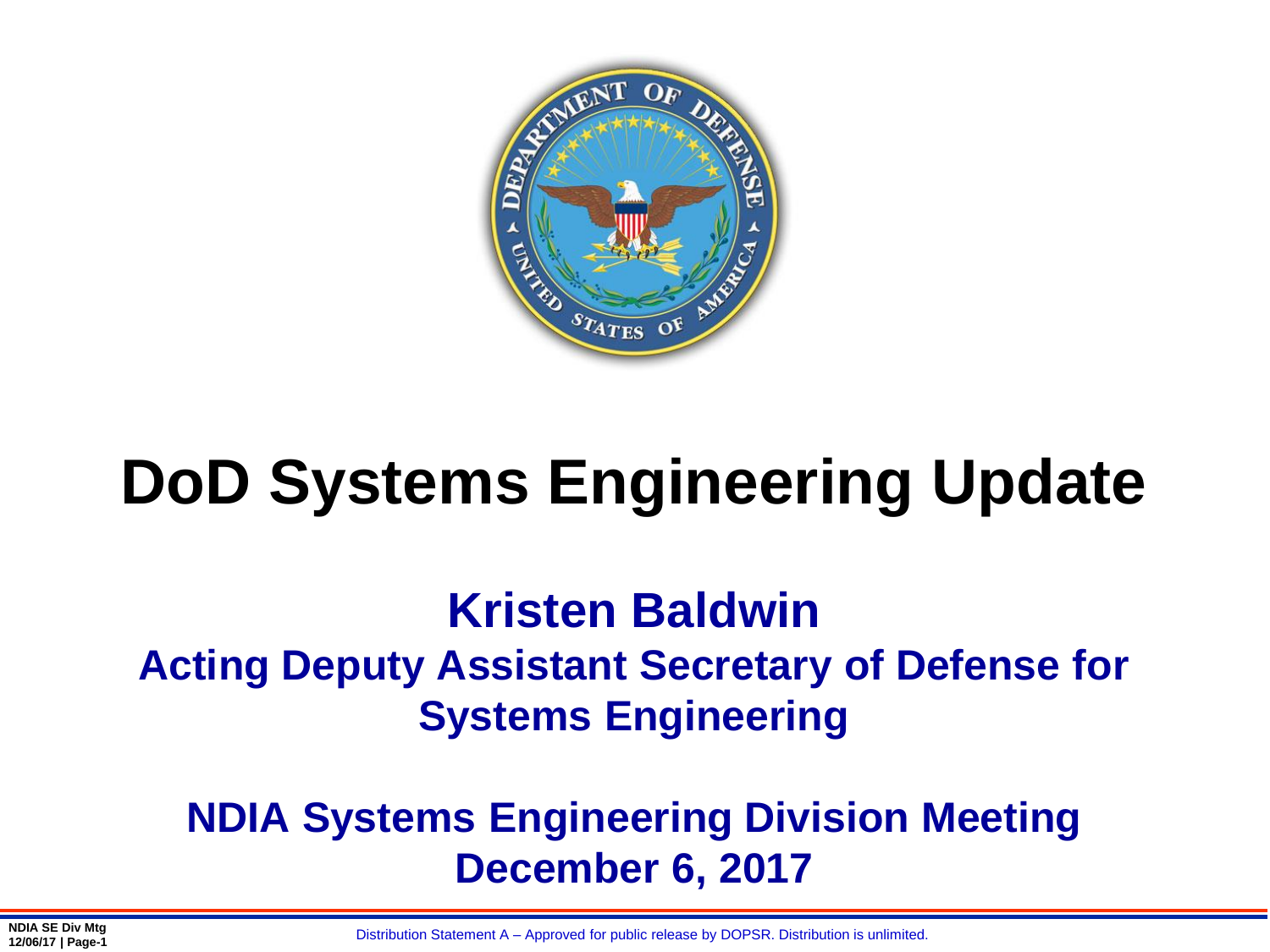# DoD Systems Engineering Update

**Kristen Baldwin**

**Acting Deputy Assistant Secretary of Defense for Systems Engineering**

**NDIA Systems Engineering Division Meeting**

**December 6, 2017**

Distribution Statement A – Approved for public release by DOPSR. Distribution is unlimited.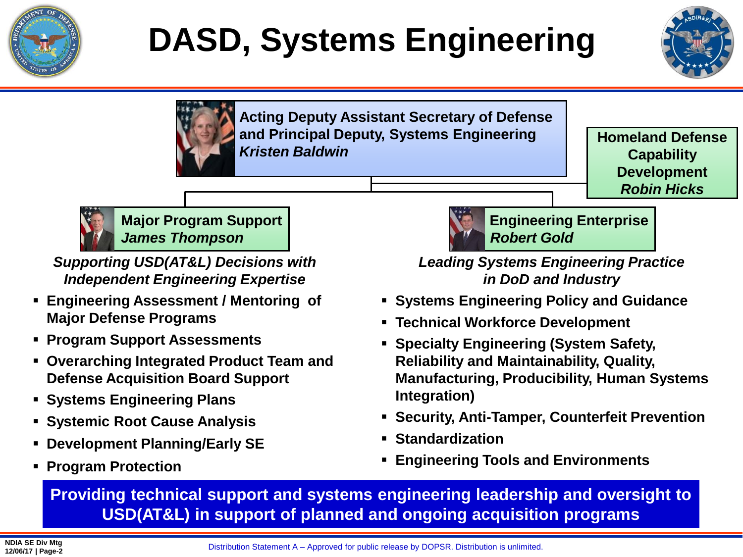# DASD, Systems Engineering

**Acting Deputy Assistant Secretary of Defense and Principal Deputy, Systems Engineering**
***Kristen Baldwin***

**Homeland Defense Capability Development**
***Robin Hicks***

## Major Program Support
***James Thompson***

***Supporting USD(AT&L) Decisions with Independent Engineering Expertise***

- Engineering Assessment / Mentoring of Major Defense Programs
- Program Support Assessments
- Overarching Integrated Product Team and Defense Acquisition Board Support
- Systems Engineering Plans
- Systemic Root Cause Analysis
- Development Planning/Early SE
- Program Protection

## Engineering Enterprise
***Robert Gold***

***Leading Systems Engineering Practice in DoD and Industry***

- Systems Engineering Policy and Guidance
- Technical Workforce Development
- Specialty Engineering (System Safety, Reliability and Maintainability, Quality, Manufacturing, Producibility, Human Systems Integration)
- Security, Anti-Tamper, Counterfeit Prevention
- Standardization
- Engineering Tools and Environments

**Providing technical support and systems engineering leadership and oversight to USD(AT&L) in support of planned and ongoing acquisition programs**

Distribution Statement A – Approved for public release by DOPSR. Distribution is unlimited.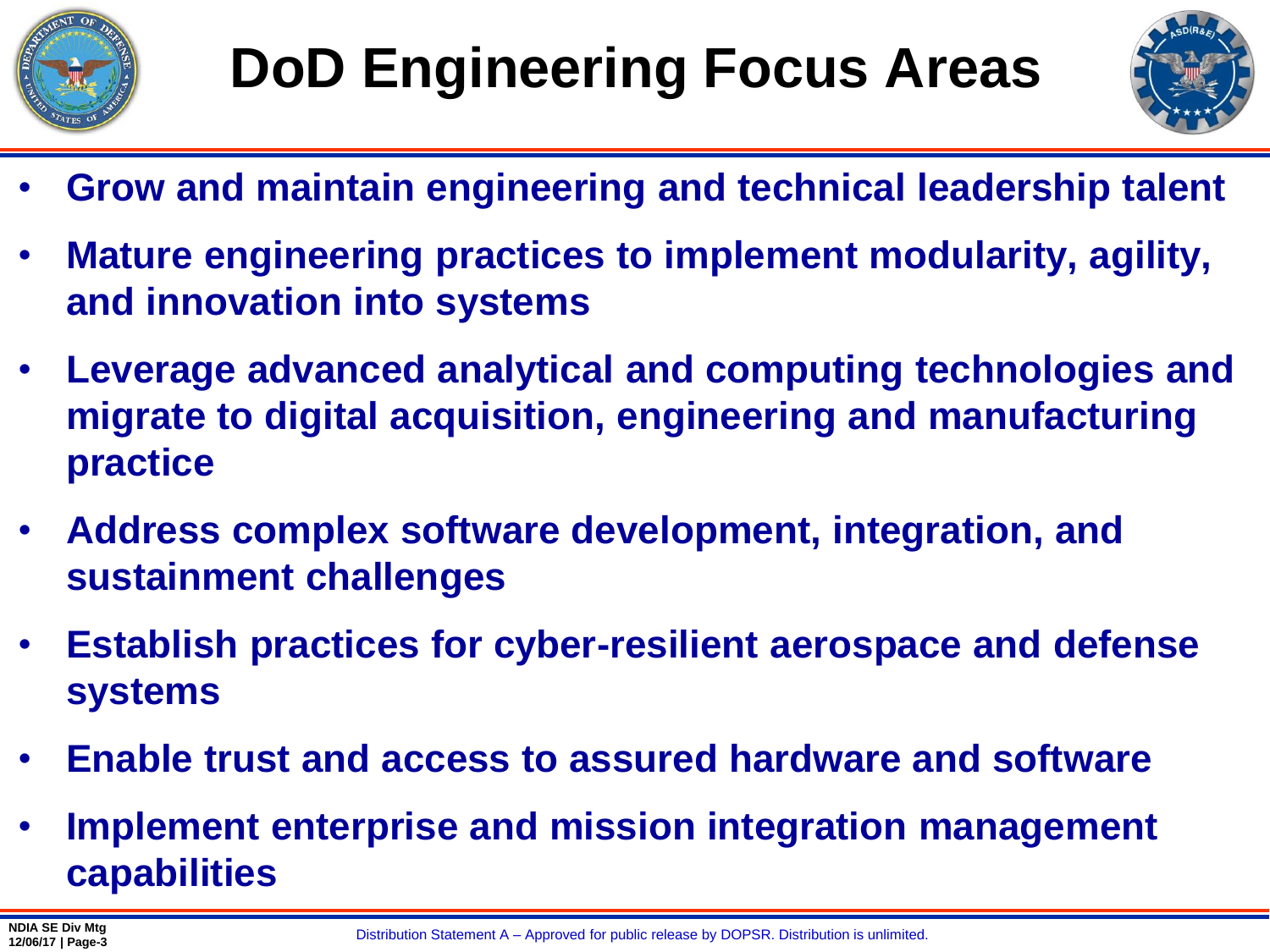# DoD Engineering Focus Areas

- **Grow and maintain engineering and technical leadership talent**
- **Mature engineering practices to implement modularity, agility, and innovation into systems**
- **Leverage advanced analytical and computing technologies and migrate to digital acquisition, engineering and manufacturing practice**
- **Address complex software development, integration, and sustainment challenges**
- **Establish practices for cyber-resilient aerospace and defense systems**
- **Enable trust and access to assured hardware and software**
- **Implement enterprise and mission integration management capabilities**

Distribution Statement A – Approved for public release by DOPSR. Distribution is unlimited.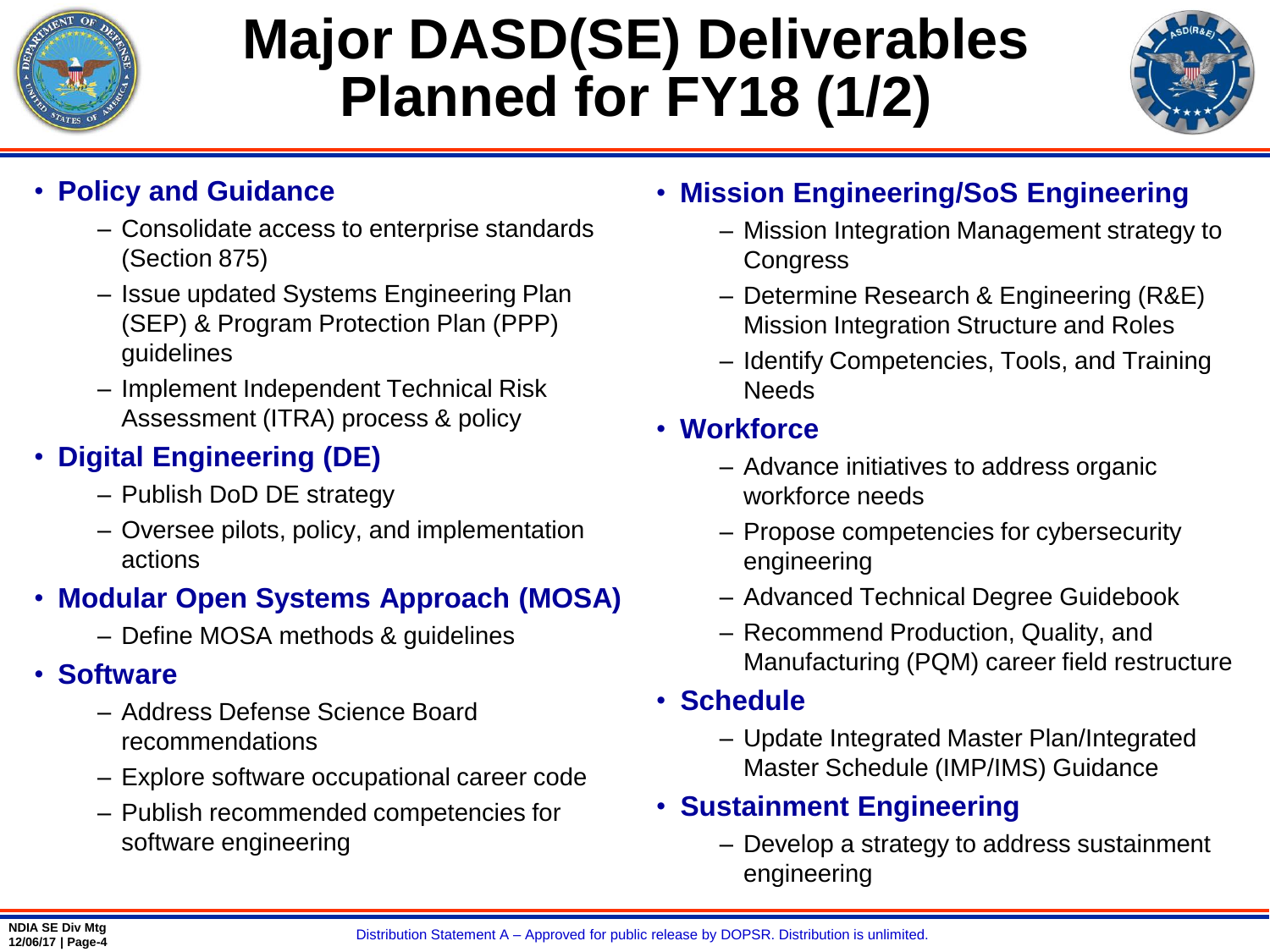# Major DASD(SE) Deliverables Planned for FY18 (1/2)

- **Policy and Guidance**
  - Consolidate access to enterprise standards (Section 875)
  - Issue updated Systems Engineering Plan (SEP) & Program Protection Plan (PPP) guidelines
  - Implement Independent Technical Risk Assessment (ITRA) process & policy
- **Digital Engineering (DE)**
  - Publish DoD DE strategy
  - Oversee pilots, policy, and implementation actions
- **Modular Open Systems Approach (MOSA)**
  - Define MOSA methods & guidelines
- **Software**
  - Address Defense Science Board recommendations
  - Explore software occupational career code
  - Publish recommended competencies for software engineering
- **Mission Engineering/SoS Engineering**
  - Mission Integration Management strategy to Congress
  - Determine Research & Engineering (R&E) Mission Integration Structure and Roles
  - Identify Competencies, Tools, and Training Needs
- **Workforce**
  - Advance initiatives to address organic workforce needs
  - Propose competencies for cybersecurity engineering
  - Advanced Technical Degree Guidebook
  - Recommend Production, Quality, and Manufacturing (PQM) career field restructure
- **Schedule**
  - Update Integrated Master Plan/Integrated Master Schedule (IMP/IMS) Guidance
- **Sustainment Engineering**
  - Develop a strategy to address sustainment engineering

Distribution Statement A – Approved for public release by DOPSR. Distribution is unlimited.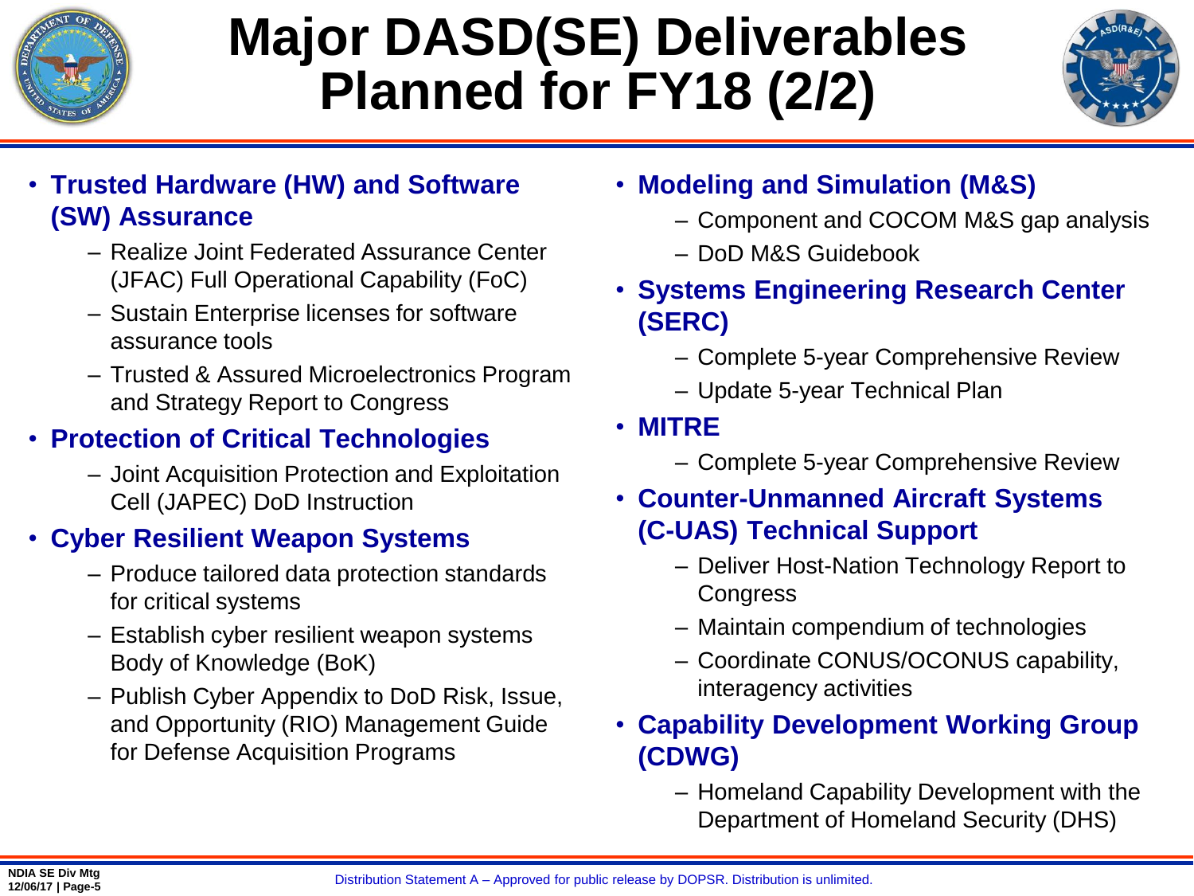# Major DASD(SE) Deliverables Planned for FY18 (2/2)

- **Trusted Hardware (HW) and Software (SW) Assurance**
  - Realize Joint Federated Assurance Center (JFAC) Full Operational Capability (FoC)
  - Sustain Enterprise licenses for software assurance tools
  - Trusted & Assured Microelectronics Program and Strategy Report to Congress
- **Protection of Critical Technologies**
  - Joint Acquisition Protection and Exploitation Cell (JAPEC) DoD Instruction
- **Cyber Resilient Weapon Systems**
  - Produce tailored data protection standards for critical systems
  - Establish cyber resilient weapon systems Body of Knowledge (BoK)
  - Publish Cyber Appendix to DoD Risk, Issue, and Opportunity (RIO) Management Guide for Defense Acquisition Programs
- **Modeling and Simulation (M&S)**
  - Component and COCOM M&S gap analysis
  - DoD M&S Guidebook
- **Systems Engineering Research Center (SERC)**
  - Complete 5-year Comprehensive Review
  - Update 5-year Technical Plan
- **MITRE**
  - Complete 5-year Comprehensive Review
- **Counter-Unmanned Aircraft Systems (C-UAS) Technical Support**
  - Deliver Host-Nation Technology Report to Congress
  - Maintain compendium of technologies
  - Coordinate CONUS/OCONUS capability, interagency activities
- **Capability Development Working Group (CDWG)**
  - Homeland Capability Development with the Department of Homeland Security (DHS)

Distribution Statement A – Approved for public release by DOPSR. Distribution is unlimited.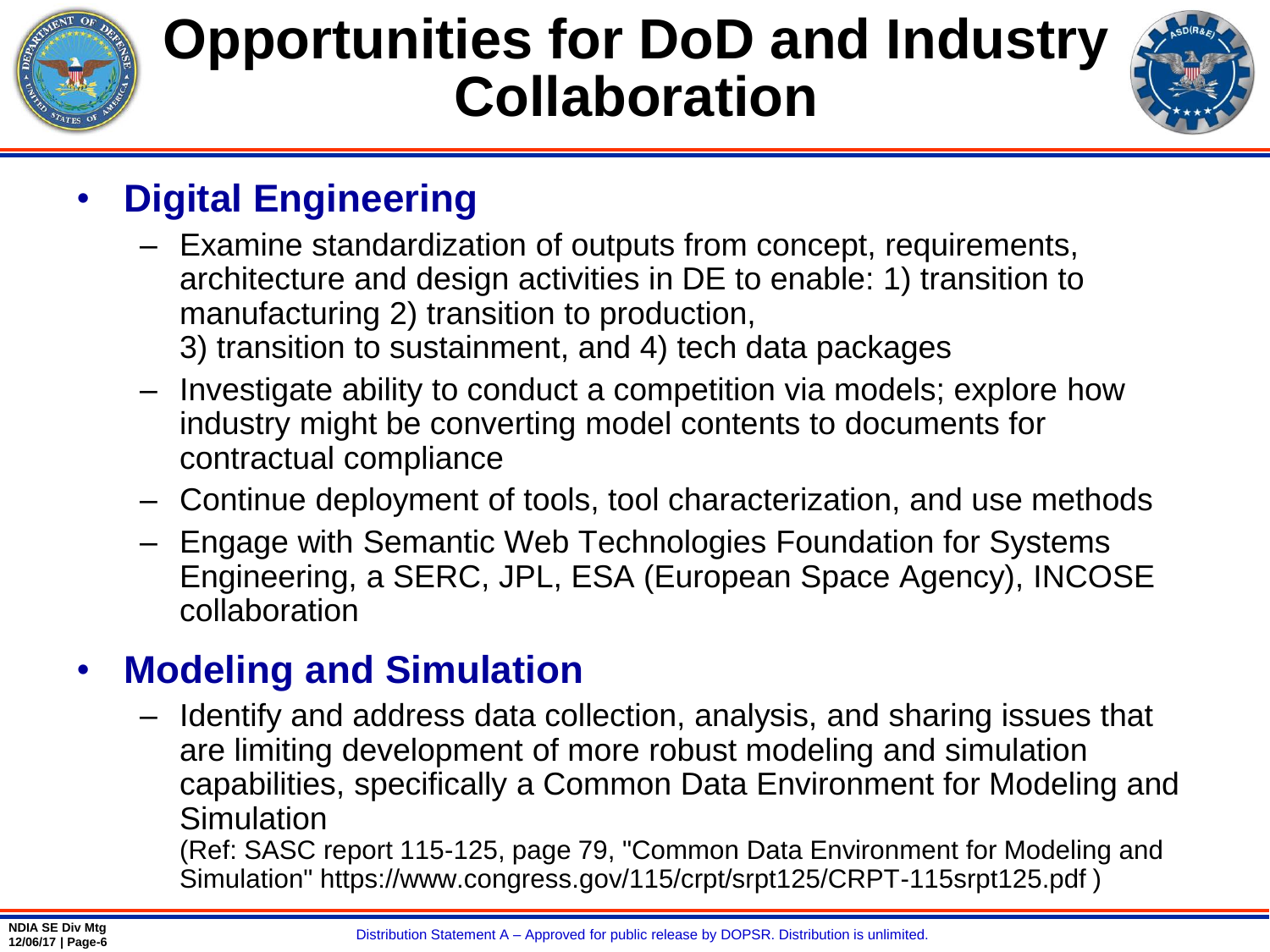# Opportunities for DoD and Industry Collaboration

- **Digital Engineering**
  - Examine standardization of outputs from concept, requirements, architecture and design activities in DE to enable: 1) transition to manufacturing 2) transition to production, 3) transition to sustainment, and 4) tech data packages
  - Investigate ability to conduct a competition via models; explore how industry might be converting model contents to documents for contractual compliance
  - Continue deployment of tools, tool characterization, and use methods
  - Engage with Semantic Web Technologies Foundation for Systems Engineering, a SERC, JPL, ESA (European Space Agency), INCOSE collaboration
- **Modeling and Simulation**
  - Identify and address data collection, analysis, and sharing issues that are limiting development of more robust modeling and simulation capabilities, specifically a Common Data Environment for Modeling and Simulation (Ref: SASC report 115-125, page 79, "Common Data Environment for Modeling and Simulation" https://www.congress.gov/115/crpt/srpt125/CRPT-115srpt125.pdf )

Distribution Statement A – Approved for public release by DOPSR. Distribution is unlimited.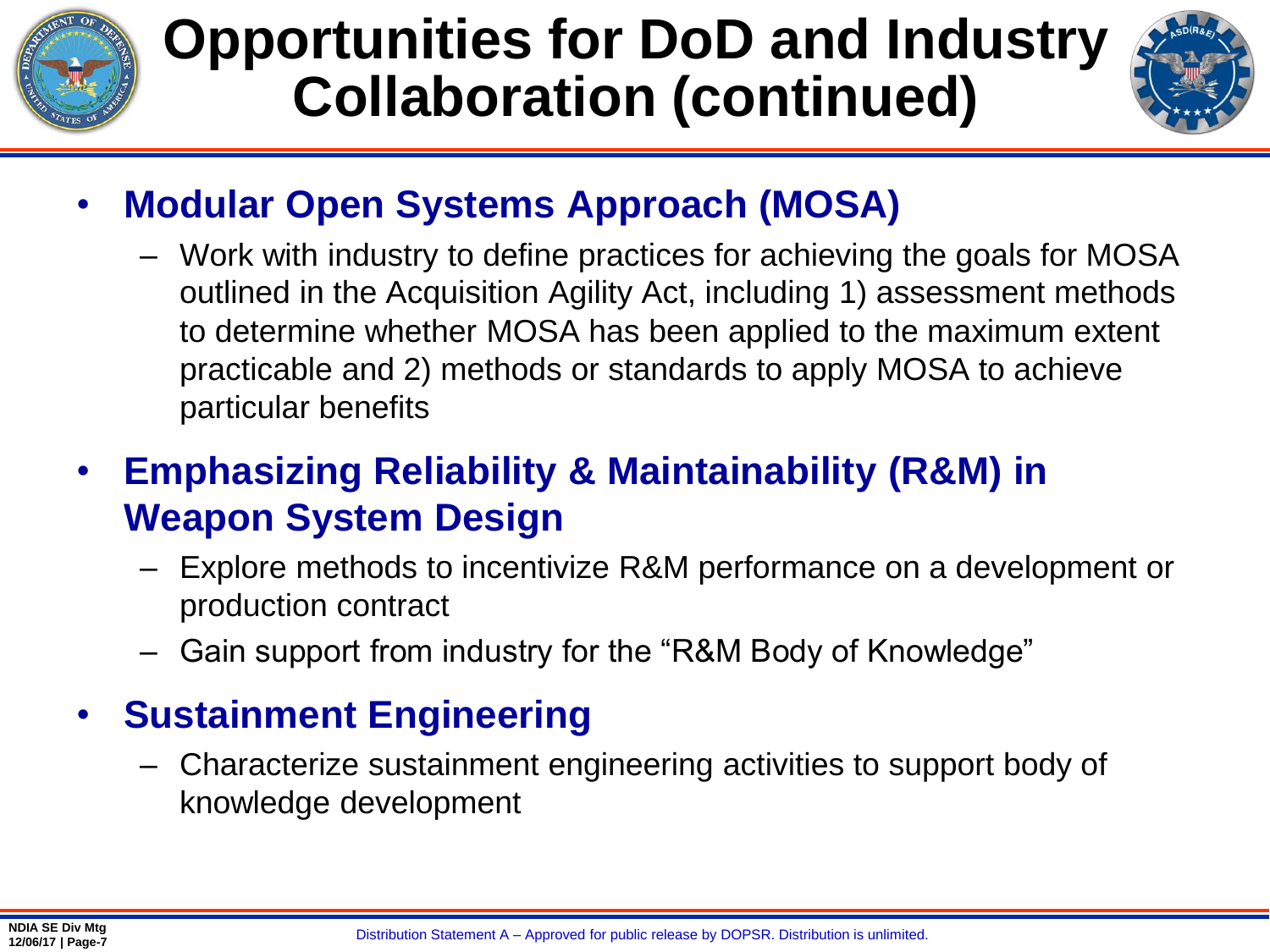# Opportunities for DoD and Industry Collaboration (continued)

- **Modular Open Systems Approach (MOSA)**
  - Work with industry to define practices for achieving the goals for MOSA outlined in the Acquisition Agility Act, including 1) assessment methods to determine whether MOSA has been applied to the maximum extent practicable and 2) methods or standards to apply MOSA to achieve particular benefits
- **Emphasizing Reliability & Maintainability (R&M) in Weapon System Design**
  - Explore methods to incentivize R&M performance on a development or production contract
  - Gain support from industry for the "R&M Body of Knowledge"
- **Sustainment Engineering**
  - Characterize sustainment engineering activities to support body of knowledge development

Distribution Statement A – Approved for public release by DOPSR. Distribution is unlimited.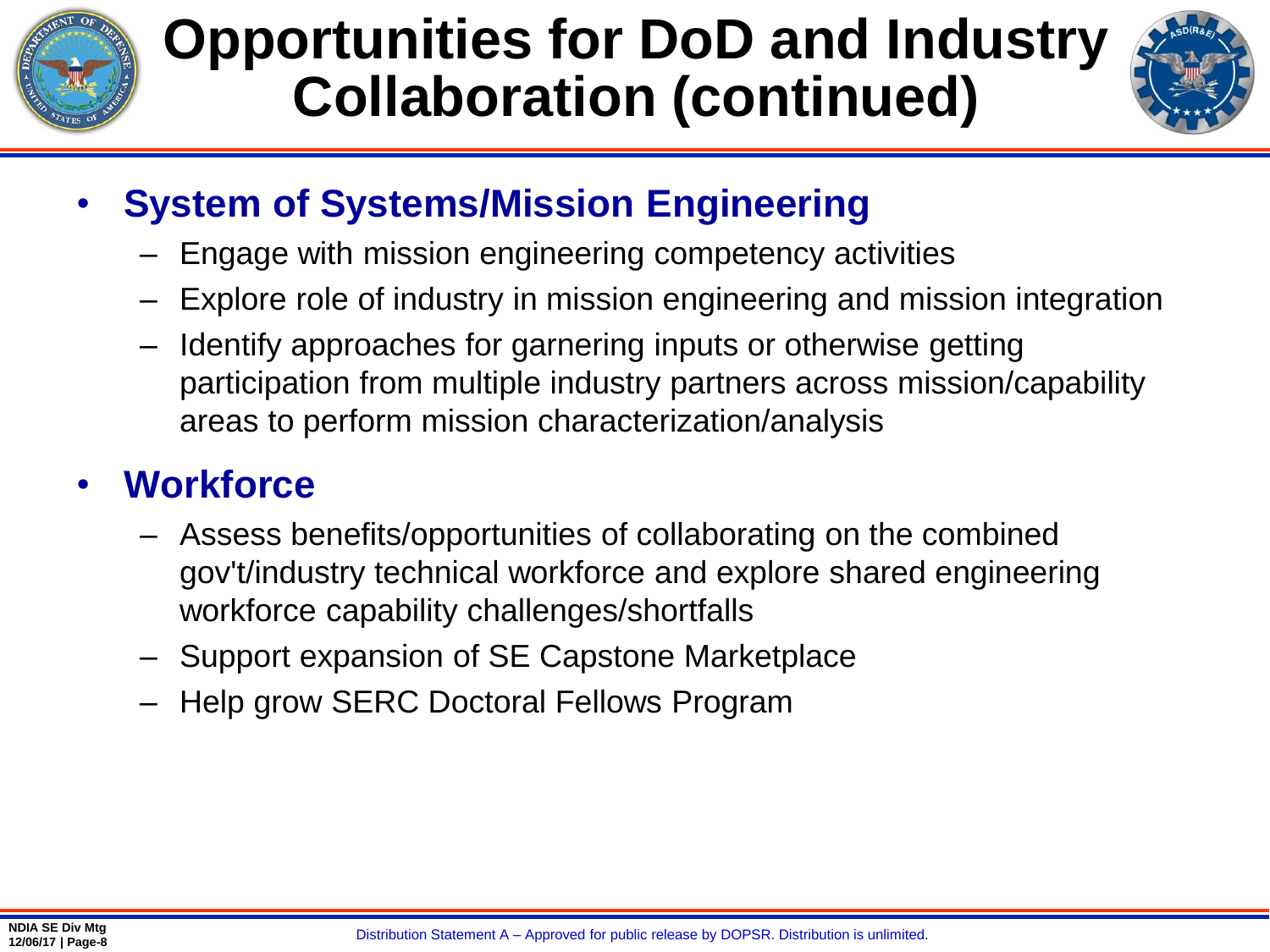# Opportunities for DoD and Industry Collaboration (continued)

- **System of Systems/Mission Engineering**
  - Engage with mission engineering competency activities
  - Explore role of industry in mission engineering and mission integration
  - Identify approaches for garnering inputs or otherwise getting participation from multiple industry partners across mission/capability areas to perform mission characterization/analysis
- **Workforce**
  - Assess benefits/opportunities of collaborating on the combined gov't/industry technical workforce and explore shared engineering workforce capability challenges/shortfalls
  - Support expansion of SE Capstone Marketplace
  - Help grow SERC Doctoral Fellows Program

Distribution Statement A – Approved for public release by DOPSR. Distribution is unlimited.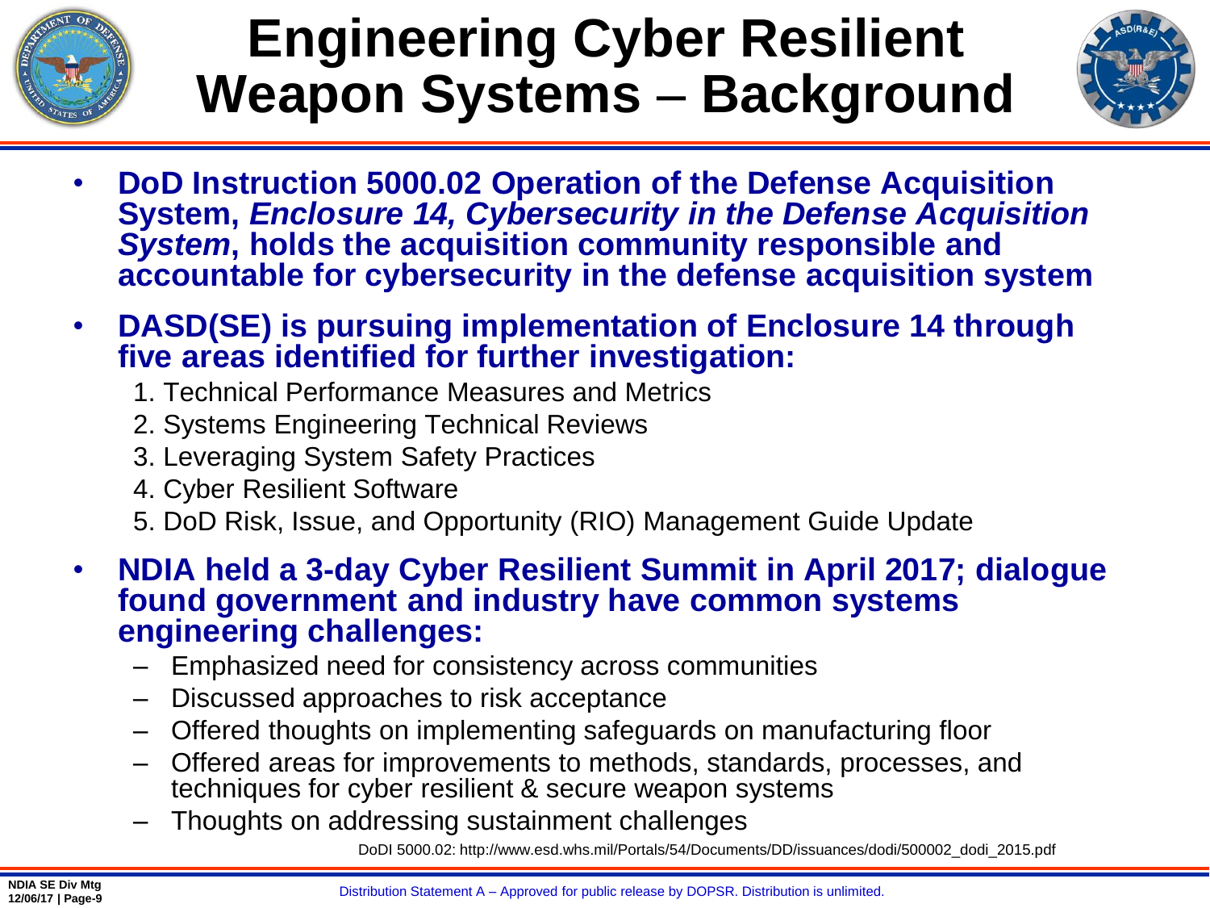# Engineering Cyber Resilient Weapon Systems – Background

- **DoD Instruction 5000.02 Operation of the Defense Acquisition System, *Enclosure 14, Cybersecurity in the Defense Acquisition System*, holds the acquisition community responsible and accountable for cybersecurity in the defense acquisition system**
- **DASD(SE) is pursuing implementation of Enclosure 14 through five areas identified for further investigation:**
  1. Technical Performance Measures and Metrics
  2. Systems Engineering Technical Reviews
  3. Leveraging System Safety Practices
  4. Cyber Resilient Software
  5. DoD Risk, Issue, and Opportunity (RIO) Management Guide Update
- **NDIA held a 3-day Cyber Resilient Summit in April 2017; dialogue found government and industry have common systems engineering challenges:**
  - Emphasized need for consistency across communities
  - Discussed approaches to risk acceptance
  - Offered thoughts on implementing safeguards on manufacturing floor
  - Offered areas for improvements to methods, standards, processes, and techniques for cyber resilient & secure weapon systems
  - Thoughts on addressing sustainment challenges

DoDI 5000.02: http://www.esd.whs.mil/Portals/54/Documents/DD/issuances/dodi/500002_dodi_2015.pdf

Distribution Statement A – Approved for public release by DOPSR. Distribution is unlimited.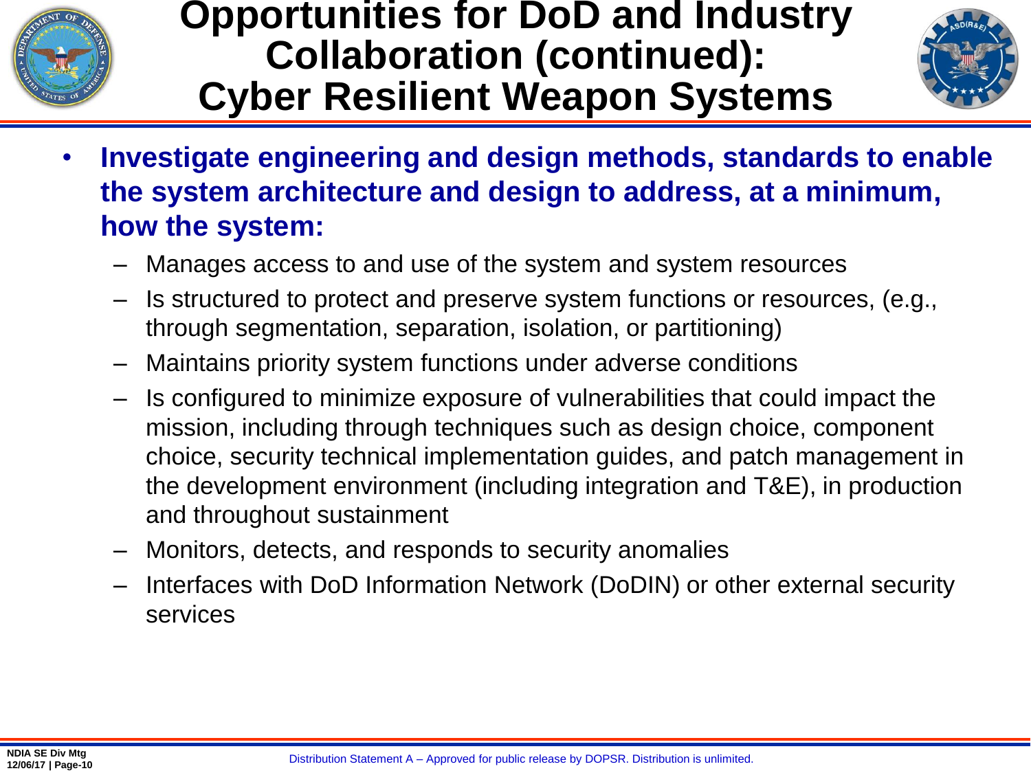# Opportunities for DoD and Industry Collaboration (continued): Cyber Resilient Weapon Systems

- **Investigate engineering and design methods, standards to enable the system architecture and design to address, at a minimum, how the system:**
  - Manages access to and use of the system and system resources
  - Is structured to protect and preserve system functions or resources, (e.g., through segmentation, separation, isolation, or partitioning)
  - Maintains priority system functions under adverse conditions
  - Is configured to minimize exposure of vulnerabilities that could impact the mission, including through techniques such as design choice, component choice, security technical implementation guides, and patch management in the development environment (including integration and T&E), in production and throughout sustainment
  - Monitors, detects, and responds to security anomalies
  - Interfaces with DoD Information Network (DoDIN) or other external security services

Distribution Statement A – Approved for public release by DOPSR. Distribution is unlimited.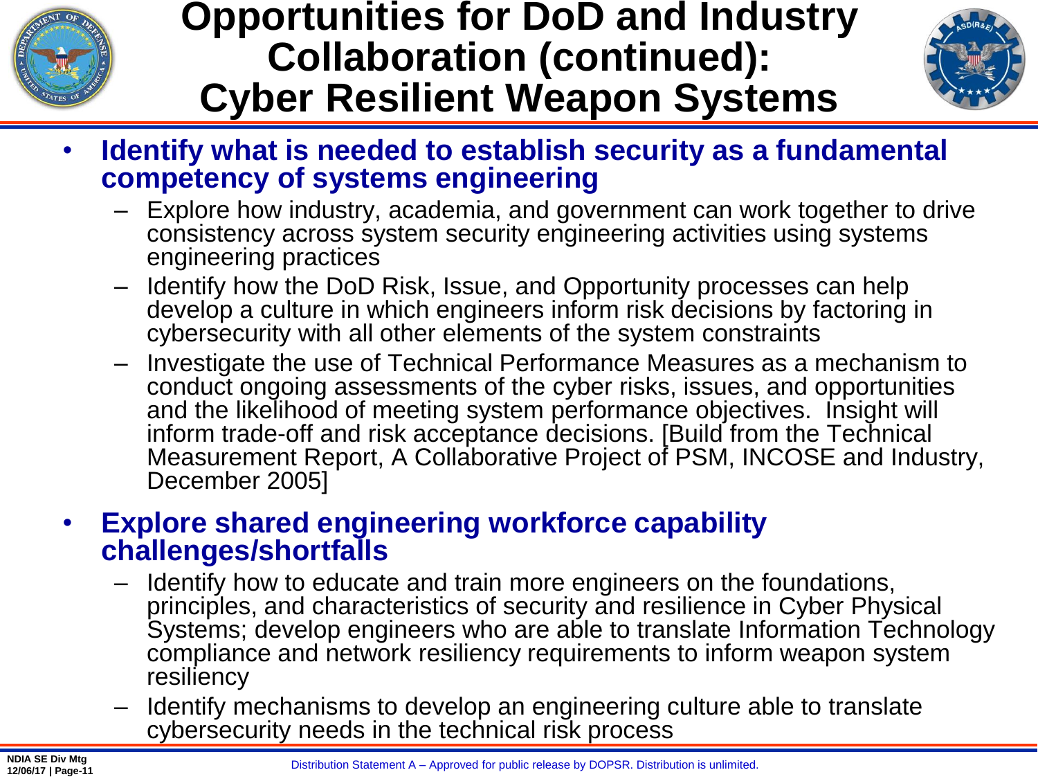# Opportunities for DoD and Industry Collaboration (continued): Cyber Resilient Weapon Systems

- **Identify what is needed to establish security as a fundamental competency of systems engineering**
  - Explore how industry, academia, and government can work together to drive consistency across system security engineering activities using systems engineering practices
  - Identify how the DoD Risk, Issue, and Opportunity processes can help develop a culture in which engineers inform risk decisions by factoring in cybersecurity with all other elements of the system constraints
  - Investigate the use of Technical Performance Measures as a mechanism to conduct ongoing assessments of the cyber risks, issues, and opportunities and the likelihood of meeting system performance objectives. Insight will inform trade-off and risk acceptance decisions. [Build from the Technical Measurement Report, A Collaborative Project of PSM, INCOSE and Industry, December 2005]
- **Explore shared engineering workforce capability challenges/shortfalls**
  - Identify how to educate and train more engineers on the foundations, principles, and characteristics of security and resilience in Cyber Physical Systems; develop engineers who are able to translate Information Technology compliance and network resiliency requirements to inform weapon system resiliency
  - Identify mechanisms to develop an engineering culture able to translate cybersecurity needs in the technical risk process

Distribution Statement A – Approved for public release by DOPSR. Distribution is unlimited.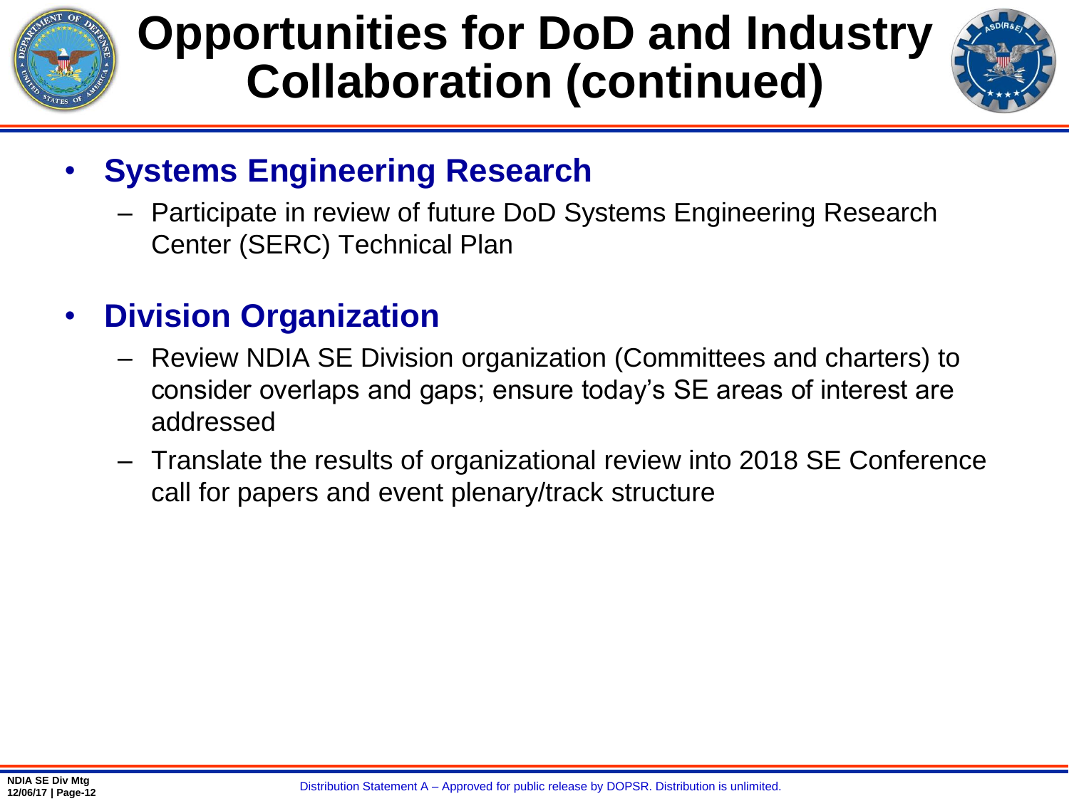# Opportunities for DoD and Industry Collaboration (continued)

- **Systems Engineering Research**
  - Participate in review of future DoD Systems Engineering Research Center (SERC) Technical Plan
- **Division Organization**
  - Review NDIA SE Division organization (Committees and charters) to consider overlaps and gaps; ensure today's SE areas of interest are addressed
  - Translate the results of organizational review into 2018 SE Conference call for papers and event plenary/track structure

Distribution Statement A – Approved for public release by DOPSR. Distribution is unlimited.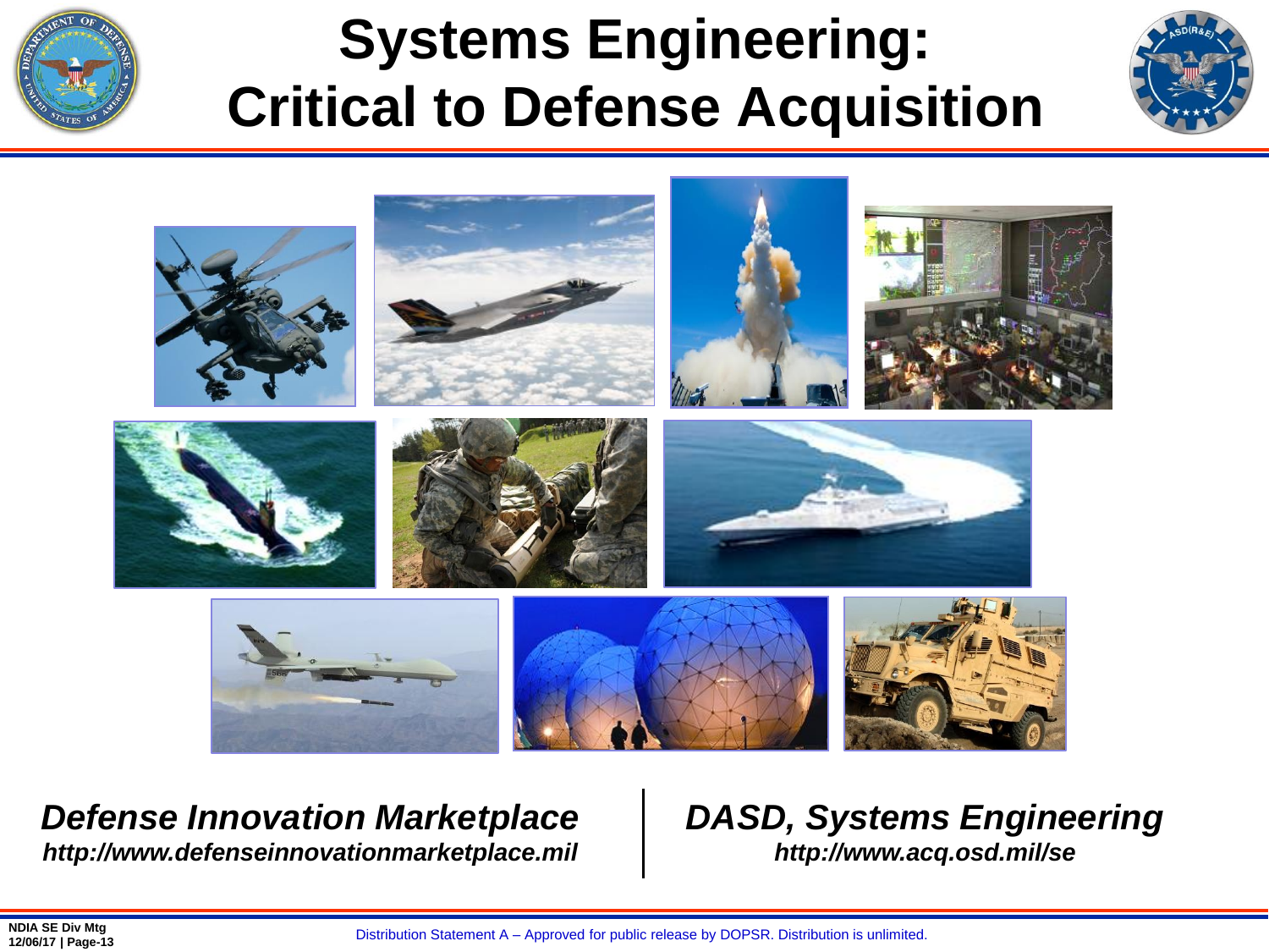# Systems Engineering: Critical to Defense Acquisition

***Defense Innovation Marketplace***
***http://www.defenseinnovationmarketplace.mil***

***DASD, Systems Engineering***
***http://www.acq.osd.mil/se***

Distribution Statement A – Approved for public release by DOPSR. Distribution is unlimited.